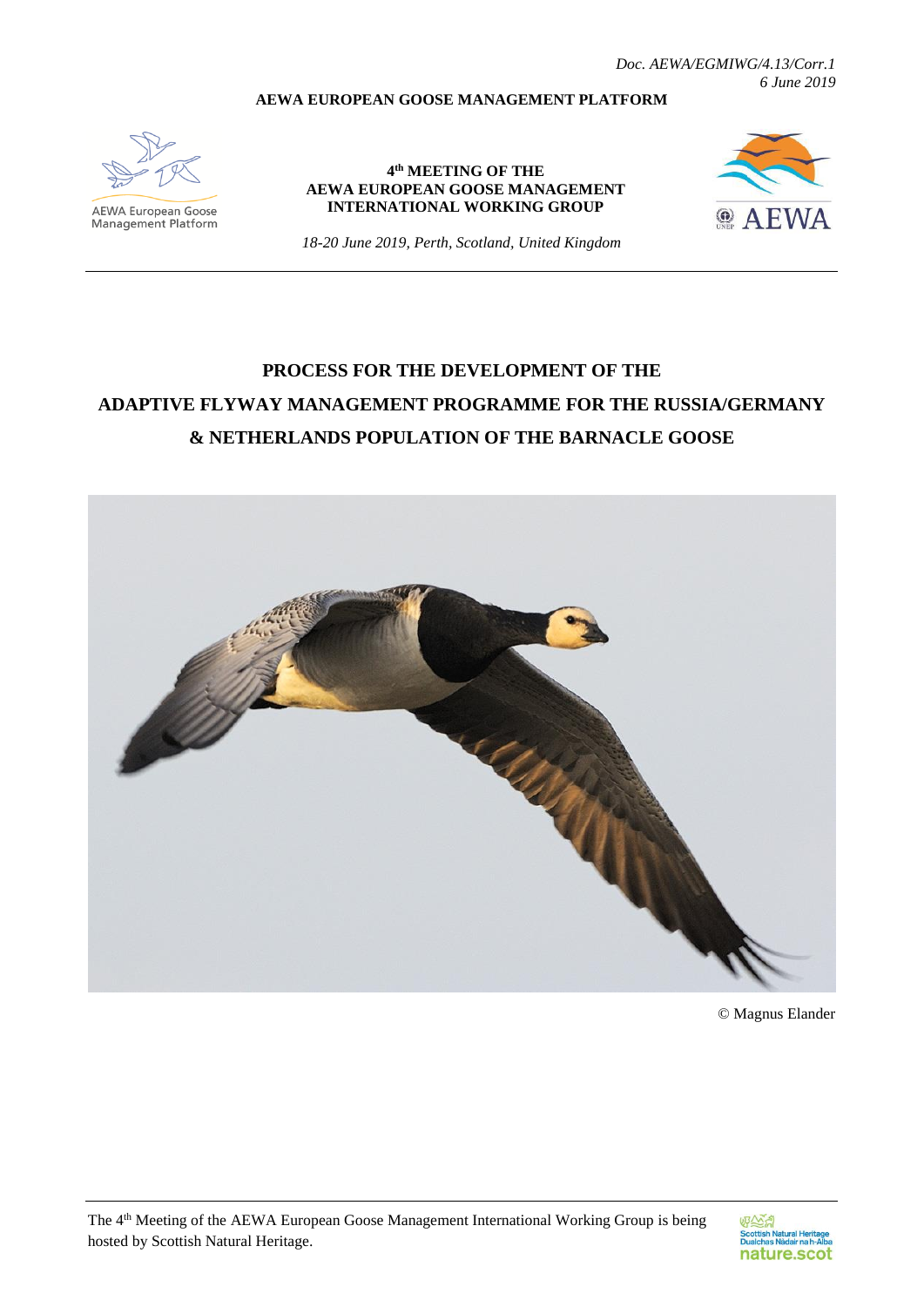*Doc. AEWA/EGMIWG/4.13/Corr.1*
*6 June 2019*

**AEWA EUROPEAN GOOSE MANAGEMENT PLATFORM**

AEWA European Goose Management Platform

**4th MEETING OF THE AEWA EUROPEAN GOOSE MANAGEMENT INTERNATIONAL WORKING GROUP**

*18-20 June 2019, Perth, Scotland, United Kingdom*

# PROCESS FOR THE DEVELOPMENT OF THE ADAPTIVE FLYWAY MANAGEMENT PROGRAMME FOR THE RUSSIA/GERMANY & NETHERLANDS POPULATION OF THE BARNACLE GOOSE

© Magnus Elander

The 4th Meeting of the AEWA European Goose Management International Working Group is being hosted by Scottish Natural Heritage.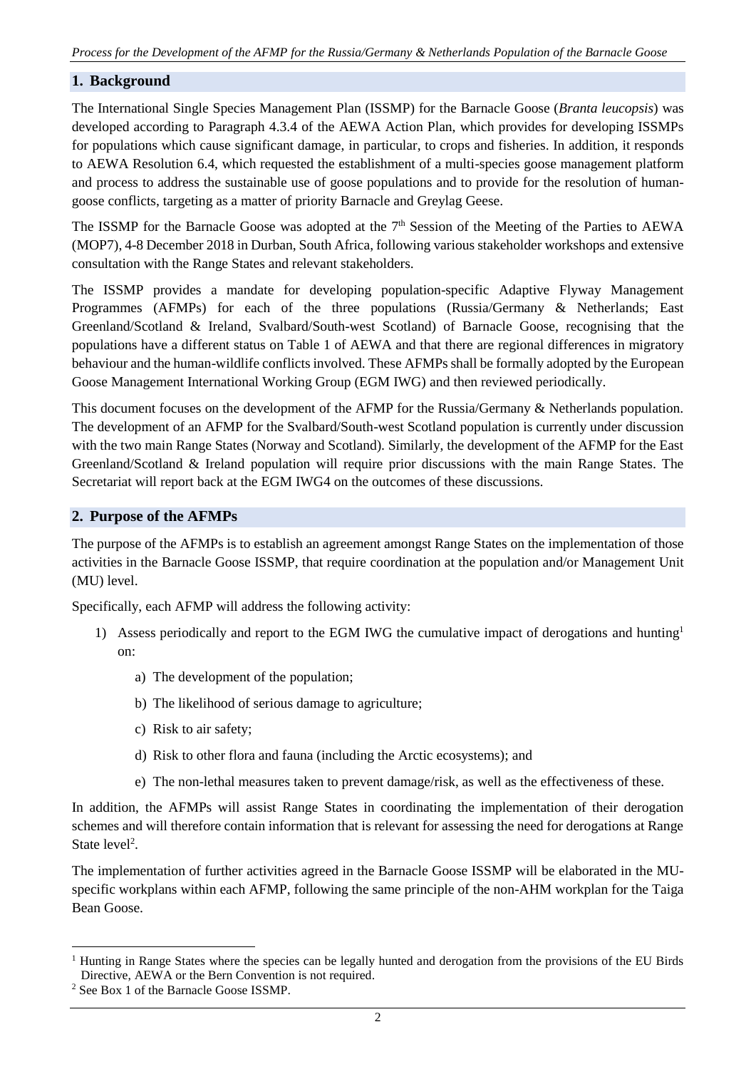## 1. Background

The International Single Species Management Plan (ISSMP) for the Barnacle Goose (*Branta leucopsis*) was developed according to Paragraph 4.3.4 of the AEWA Action Plan, which provides for developing ISSMPs for populations which cause significant damage, in particular, to crops and fisheries. In addition, it responds to AEWA Resolution 6.4, which requested the establishment of a multi-species goose management platform and process to address the sustainable use of goose populations and to provide for the resolution of human-goose conflicts, targeting as a matter of priority Barnacle and Greylag Geese.

The ISSMP for the Barnacle Goose was adopted at the 7th Session of the Meeting of the Parties to AEWA (MOP7), 4-8 December 2018 in Durban, South Africa, following various stakeholder workshops and extensive consultation with the Range States and relevant stakeholders.

The ISSMP provides a mandate for developing population-specific Adaptive Flyway Management Programmes (AFMPs) for each of the three populations (Russia/Germany & Netherlands; East Greenland/Scotland & Ireland, Svalbard/South-west Scotland) of Barnacle Goose, recognising that the populations have a different status on Table 1 of AEWA and that there are regional differences in migratory behaviour and the human-wildlife conflicts involved. These AFMPs shall be formally adopted by the European Goose Management International Working Group (EGM IWG) and then reviewed periodically.

This document focuses on the development of the AFMP for the Russia/Germany & Netherlands population. The development of an AFMP for the Svalbard/South-west Scotland population is currently under discussion with the two main Range States (Norway and Scotland). Similarly, the development of the AFMP for the East Greenland/Scotland & Ireland population will require prior discussions with the main Range States. The Secretariat will report back at the EGM IWG4 on the outcomes of these discussions.

## 2. Purpose of the AFMPs

The purpose of the AFMPs is to establish an agreement amongst Range States on the implementation of those activities in the Barnacle Goose ISSMP, that require coordination at the population and/or Management Unit (MU) level.

Specifically, each AFMP will address the following activity:

1) Assess periodically and report to the EGM IWG the cumulative impact of derogations and hunting[1] on:
   a) The development of the population;
   b) The likelihood of serious damage to agriculture;
   c) Risk to air safety;
   d) Risk to other flora and fauna (including the Arctic ecosystems); and
   e) The non-lethal measures taken to prevent damage/risk, as well as the effectiveness of these.

In addition, the AFMPs will assist Range States in coordinating the implementation of their derogation schemes and will therefore contain information that is relevant for assessing the need for derogations at Range State level[2].

The implementation of further activities agreed in the Barnacle Goose ISSMP will be elaborated in the MU-specific workplans within each AFMP, following the same principle of the non-AHM workplan for the Taiga Bean Goose.

---

[1] Hunting in Range States where the species can be legally hunted and derogation from the provisions of the EU Birds Directive, AEWA or the Bern Convention is not required.

[2] See Box 1 of the Barnacle Goose ISSMP.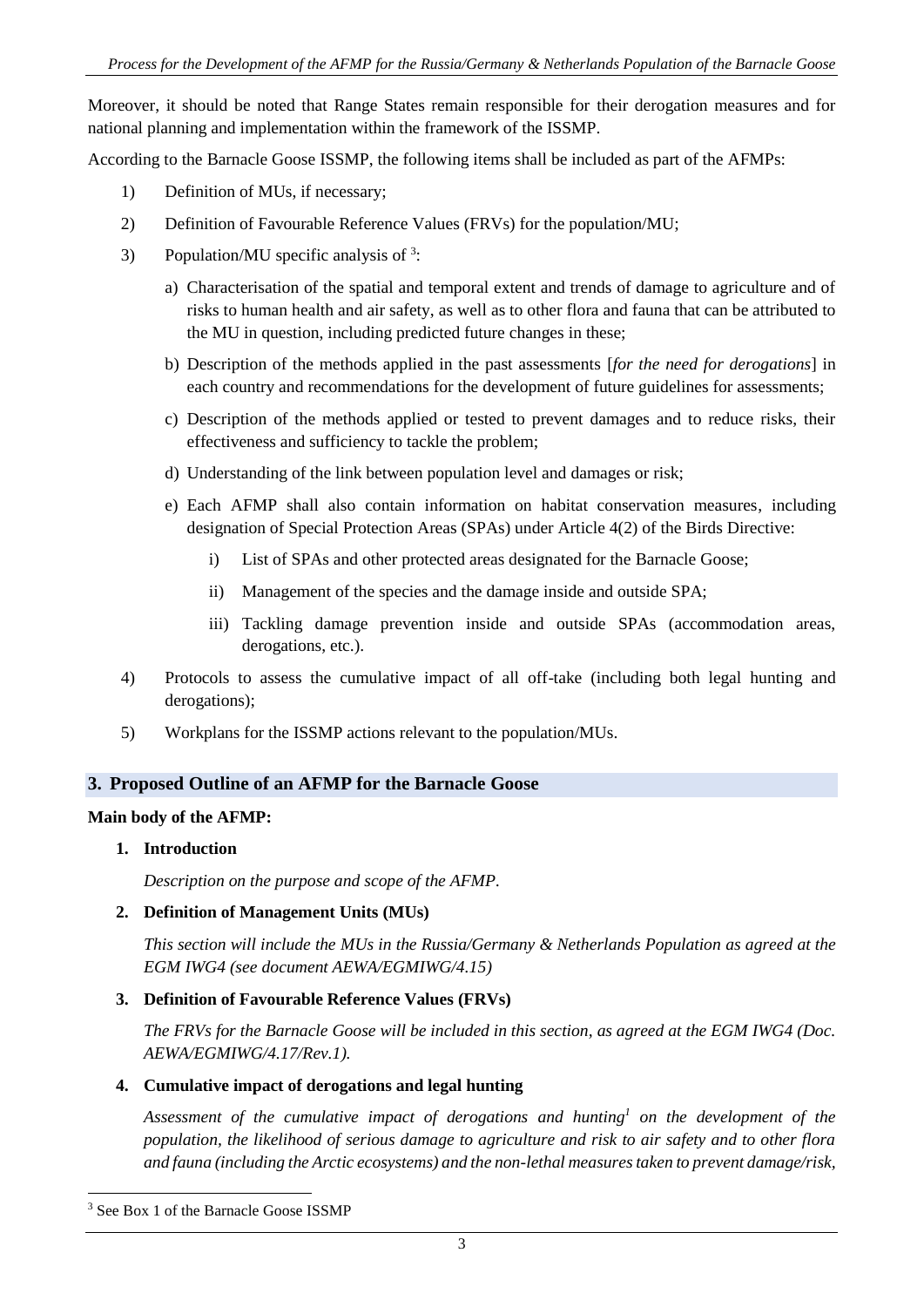Moreover, it should be noted that Range States remain responsible for their derogation measures and for national planning and implementation within the framework of the ISSMP.

According to the Barnacle Goose ISSMP, the following items shall be included as part of the AFMPs:

1) Definition of MUs, if necessary;
2) Definition of Favourable Reference Values (FRVs) for the population/MU;
3) Population/MU specific analysis of [3]:
   a) Characterisation of the spatial and temporal extent and trends of damage to agriculture and of risks to human health and air safety, as well as to other flora and fauna that can be attributed to the MU in question, including predicted future changes in these;
   b) Description of the methods applied in the past assessments [*for the need for derogations*] in each country and recommendations for the development of future guidelines for assessments;
   c) Description of the methods applied or tested to prevent damages and to reduce risks, their effectiveness and sufficiency to tackle the problem;
   d) Understanding of the link between population level and damages or risk;
   e) Each AFMP shall also contain information on habitat conservation measures, including designation of Special Protection Areas (SPAs) under Article 4(2) of the Birds Directive:
      i) List of SPAs and other protected areas designated for the Barnacle Goose;
      ii) Management of the species and the damage inside and outside SPA;
      iii) Tackling damage prevention inside and outside SPAs (accommodation areas, derogations, etc.).
4) Protocols to assess the cumulative impact of all off-take (including both legal hunting and derogations);
5) Workplans for the ISSMP actions relevant to the population/MUs.

## 3. Proposed Outline of an AFMP for the Barnacle Goose

**Main body of the AFMP:**

**1. Introduction**

*Description on the purpose and scope of the AFMP.*

**2. Definition of Management Units (MUs)**

*This section will include the MUs in the Russia/Germany & Netherlands Population as agreed at the EGM IWG4 (see document AEWA/EGMIWG/4.15)*

**3. Definition of Favourable Reference Values (FRVs)**

*The FRVs for the Barnacle Goose will be included in this section, as agreed at the EGM IWG4 (Doc. AEWA/EGMIWG/4.17/Rev.1).*

**4. Cumulative impact of derogations and legal hunting**

*Assessment of the cumulative impact of derogations and hunting[1] on the development of the population, the likelihood of serious damage to agriculture and risk to air safety and to other flora and fauna (including the Arctic ecosystems) and the non-lethal measures taken to prevent damage/risk,*

[3] See Box 1 of the Barnacle Goose ISSMP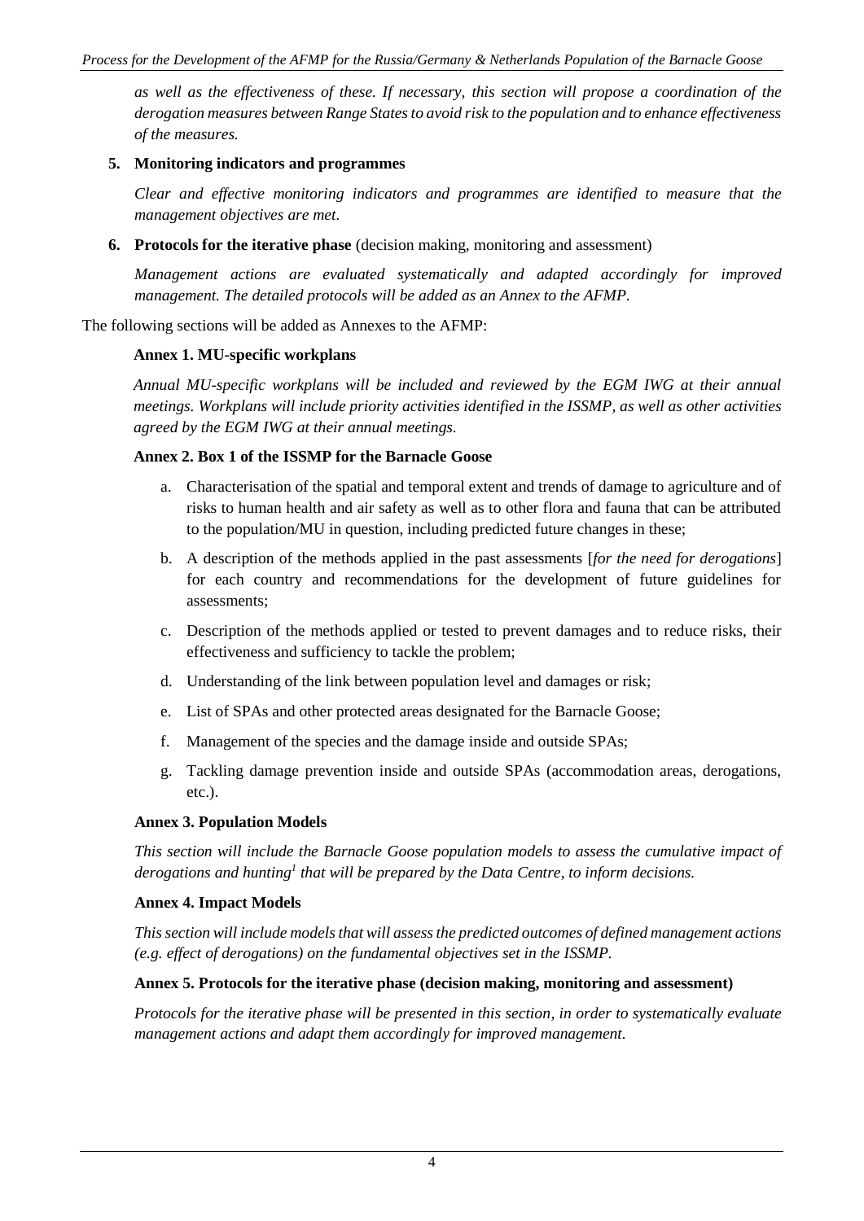*as well as the effectiveness of these. If necessary, this section will propose a coordination of the derogation measures between Range States to avoid risk to the population and to enhance effectiveness of the measures.*

5. **Monitoring indicators and programmes**

   *Clear and effective monitoring indicators and programmes are identified to measure that the management objectives are met.*

6. **Protocols for the iterative phase** (decision making, monitoring and assessment)

   *Management actions are evaluated systematically and adapted accordingly for improved management. The detailed protocols will be added as an Annex to the AFMP.*

The following sections will be added as Annexes to the AFMP:

**Annex 1. MU-specific workplans**

*Annual MU-specific workplans will be included and reviewed by the EGM IWG at their annual meetings. Workplans will include priority activities identified in the ISSMP, as well as other activities agreed by the EGM IWG at their annual meetings.*

**Annex 2. Box 1 of the ISSMP for the Barnacle Goose**

a. Characterisation of the spatial and temporal extent and trends of damage to agriculture and of risks to human health and air safety as well as to other flora and fauna that can be attributed to the population/MU in question, including predicted future changes in these;

b. A description of the methods applied in the past assessments [*for the need for derogations*] for each country and recommendations for the development of future guidelines for assessments;

c. Description of the methods applied or tested to prevent damages and to reduce risks, their effectiveness and sufficiency to tackle the problem;

d. Understanding of the link between population level and damages or risk;

e. List of SPAs and other protected areas designated for the Barnacle Goose;

f. Management of the species and the damage inside and outside SPAs;

g. Tackling damage prevention inside and outside SPAs (accommodation areas, derogations, etc.).

**Annex 3. Population Models**

*This section will include the Barnacle Goose population models to assess the cumulative impact of derogations and hunting[1] that will be prepared by the Data Centre, to inform decisions.*

**Annex 4. Impact Models**

*This section will include models that will assess the predicted outcomes of defined management actions (e.g. effect of derogations) on the fundamental objectives set in the ISSMP.*

**Annex 5. Protocols for the iterative phase (decision making, monitoring and assessment)**

*Protocols for the iterative phase will be presented in this section, in order to systematically evaluate management actions and adapt them accordingly for improved management.*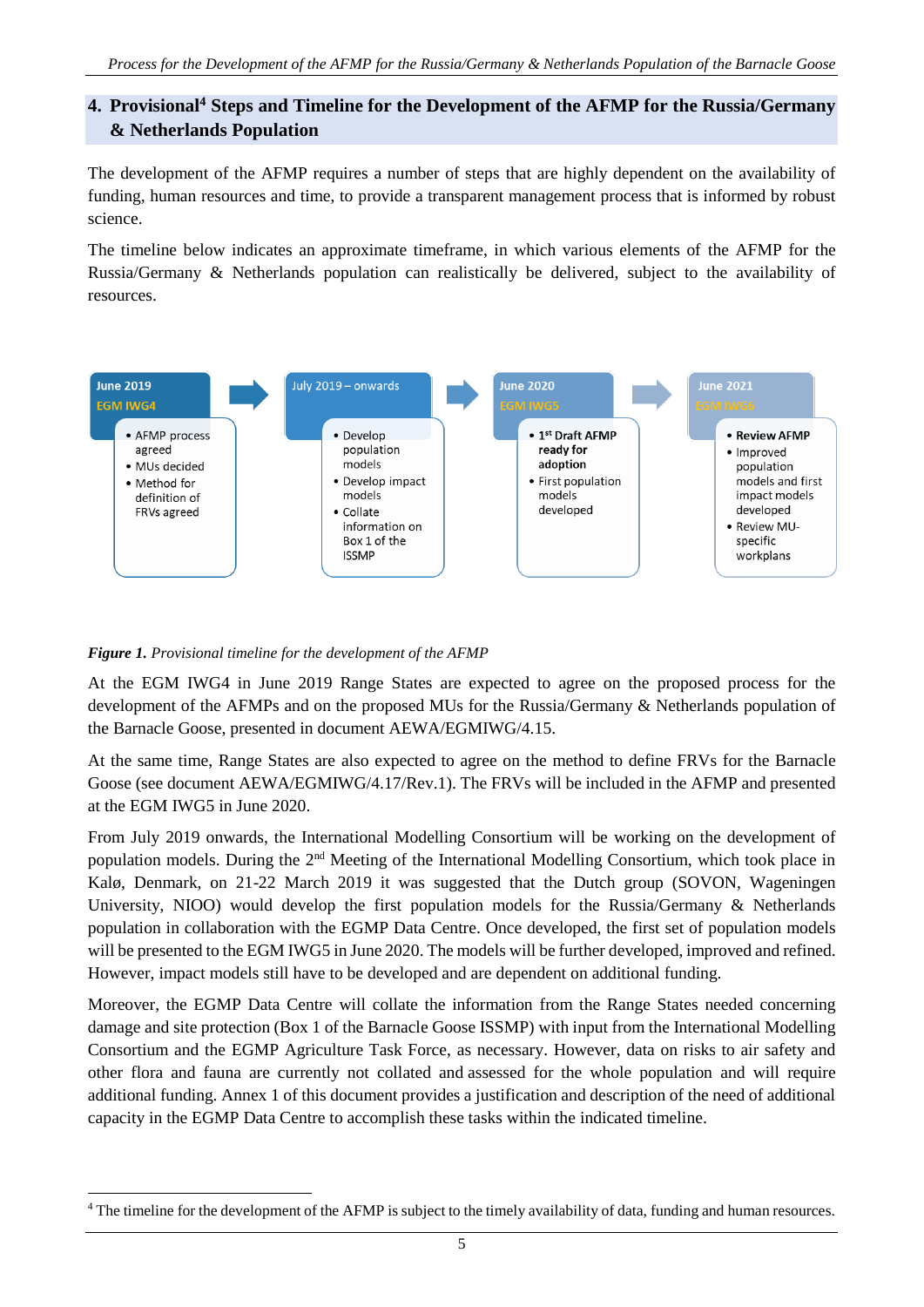## 4. Provisional[4] Steps and Timeline for the Development of the AFMP for the Russia/Germany & Netherlands Population

The development of the AFMP requires a number of steps that are highly dependent on the availability of funding, human resources and time, to provide a transparent management process that is informed by robust science.

The timeline below indicates an approximate timeframe, in which various elements of the AFMP for the Russia/Germany & Netherlands population can realistically be delivered, subject to the availability of resources.

**June 2019**
EGM IWG4
- AFMP process agreed
- MUs decided
- Method for definition of FRVs agreed

**July 2019 – onwards**
- Develop population models
- Develop impact models
- Collate information on Box 1 of the ISSMP

**June 2020**
EGM IWG5
- **1st Draft AFMP ready for adoption**
- First population models developed

**June 2021**
EGM IWG6
- **Review AFMP**
- Improved population models and first impact models developed
- Review MU-specific workplans

***Figure 1.*** *Provisional timeline for the development of the AFMP*

At the EGM IWG4 in June 2019 Range States are expected to agree on the proposed process for the development of the AFMPs and on the proposed MUs for the Russia/Germany & Netherlands population of the Barnacle Goose, presented in document AEWA/EGMIWG/4.15.

At the same time, Range States are also expected to agree on the method to define FRVs for the Barnacle Goose (see document AEWA/EGMIWG/4.17/Rev.1). The FRVs will be included in the AFMP and presented at the EGM IWG5 in June 2020.

From July 2019 onwards, the International Modelling Consortium will be working on the development of population models. During the 2nd Meeting of the International Modelling Consortium, which took place in Kalø, Denmark, on 21-22 March 2019 it was suggested that the Dutch group (SOVON, Wageningen University, NIOO) would develop the first population models for the Russia/Germany & Netherlands population in collaboration with the EGMP Data Centre. Once developed, the first set of population models will be presented to the EGM IWG5 in June 2020. The models will be further developed, improved and refined. However, impact models still have to be developed and are dependent on additional funding.

Moreover, the EGMP Data Centre will collate the information from the Range States needed concerning damage and site protection (Box 1 of the Barnacle Goose ISSMP) with input from the International Modelling Consortium and the EGMP Agriculture Task Force, as necessary. However, data on risks to air safety and other flora and fauna are currently not collated and assessed for the whole population and will require additional funding. Annex 1 of this document provides a justification and description of the need of additional capacity in the EGMP Data Centre to accomplish these tasks within the indicated timeline.

[4] The timeline for the development of the AFMP is subject to the timely availability of data, funding and human resources.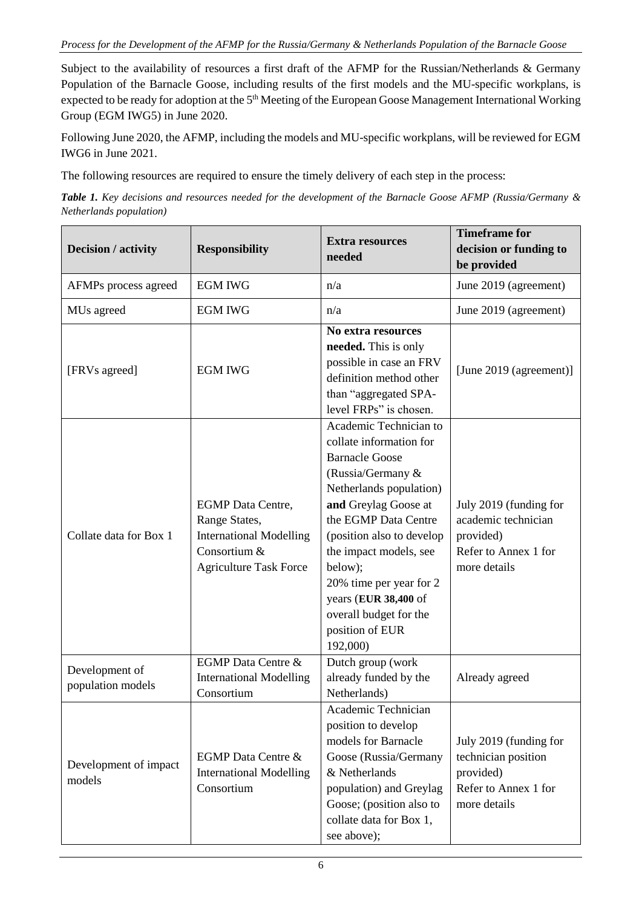Subject to the availability of resources a first draft of the AFMP for the Russian/Netherlands & Germany Population of the Barnacle Goose, including results of the first models and the MU-specific workplans, is expected to be ready for adoption at the 5[th] Meeting of the European Goose Management International Working Group (EGM IWG5) in June 2020.

Following June 2020, the AFMP, including the models and MU-specific workplans, will be reviewed for EGM IWG6 in June 2021.

The following resources are required to ensure the timely delivery of each step in the process:

***Table 1.*** *Key decisions and resources needed for the development of the Barnacle Goose AFMP (Russia/Germany & Netherlands population)*

| Decision / activity | Responsibility | Extra resources needed | Timeframe for decision or funding to be provided |
|---|---|---|---|
| AFMPs process agreed | EGM IWG | n/a | June 2019 (agreement) |
| MUs agreed | EGM IWG | n/a | June 2019 (agreement) |
| [FRVs agreed] | EGM IWG | **No extra resources needed.** This is only possible in case an FRV definition method other than "aggregated SPA-level FRPs" is chosen. | [June 2019 (agreement)] |
| Collate data for Box 1 | EGMP Data Centre, Range States, International Modelling Consortium & Agriculture Task Force | Academic Technician to collate information for Barnacle Goose (Russia/Germany & Netherlands population) **and** Greylag Goose at the EGMP Data Centre (position also to develop the impact models, see below); 20% time per year for 2 years (**EUR 38,400** of overall budget for the position of EUR 192,000) | July 2019 (funding for academic technician provided) Refer to Annex 1 for more details |
| Development of population models | EGMP Data Centre & International Modelling Consortium | Dutch group (work already funded by the Netherlands) | Already agreed |
| Development of impact models | EGMP Data Centre & International Modelling Consortium | Academic Technician position to develop models for Barnacle Goose (Russia/Germany & Netherlands population) and Greylag Goose; (position also to collate data for Box 1, see above); | July 2019 (funding for technician position provided) Refer to Annex 1 for more details |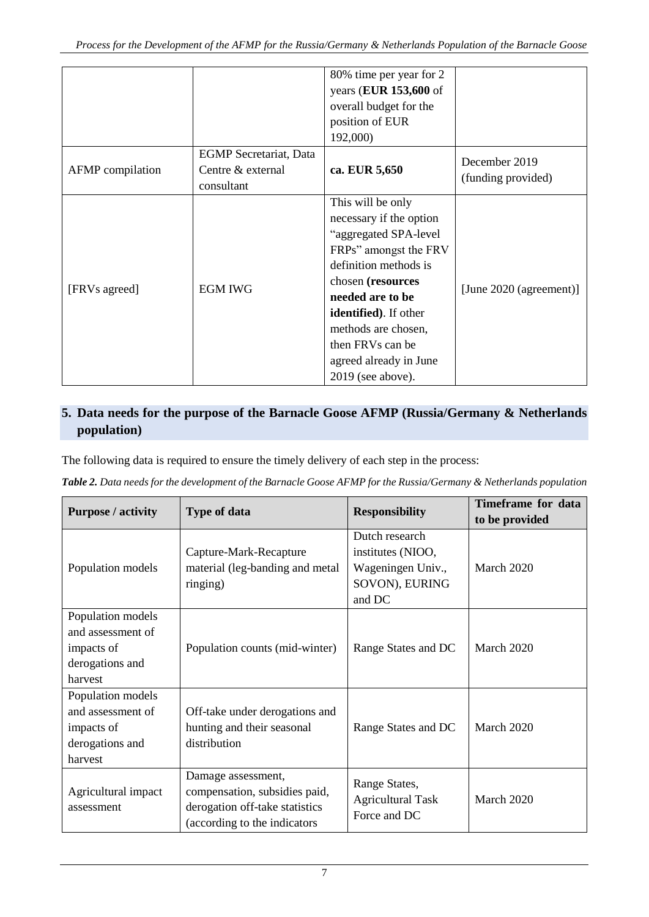| | | 80% time per year for 2 years (**EUR 153,600** of overall budget for the position of EUR 192,000) | |
|---|---|---|---|
| AFMP compilation | EGMP Secretariat, Data Centre & external consultant | **ca. EUR 5,650** | December 2019 (funding provided) |
| [FRVs agreed] | EGM IWG | This will be only necessary if the option "aggregated SPA-level FRPs" amongst the FRV definition methods is chosen **(resources needed are to be identified)**. If other methods are chosen, then FRVs can be agreed already in June 2019 (see above). | [June 2020 (agreement)] |

## 5. Data needs for the purpose of the Barnacle Goose AFMP (Russia/Germany & Netherlands population)

The following data is required to ensure the timely delivery of each step in the process:

***Table 2.*** *Data needs for the development of the Barnacle Goose AFMP for the Russia/Germany & Netherlands population*

| Purpose / activity | Type of data | Responsibility | Timeframe for data to be provided |
|---|---|---|---|
| Population models | Capture-Mark-Recapture material (leg-banding and metal ringing) | Dutch research institutes (NIOO, Wageningen Univ., SOVON), EURING and DC | March 2020 |
| Population models and assessment of impacts of derogations and harvest | Population counts (mid-winter) | Range States and DC | March 2020 |
| Population models and assessment of impacts of derogations and harvest | Off-take under derogations and hunting and their seasonal distribution | Range States and DC | March 2020 |
| Agricultural impact assessment | Damage assessment, compensation, subsidies paid, derogation off-take statistics (according to the indicators | Range States, Agricultural Task Force and DC | March 2020 |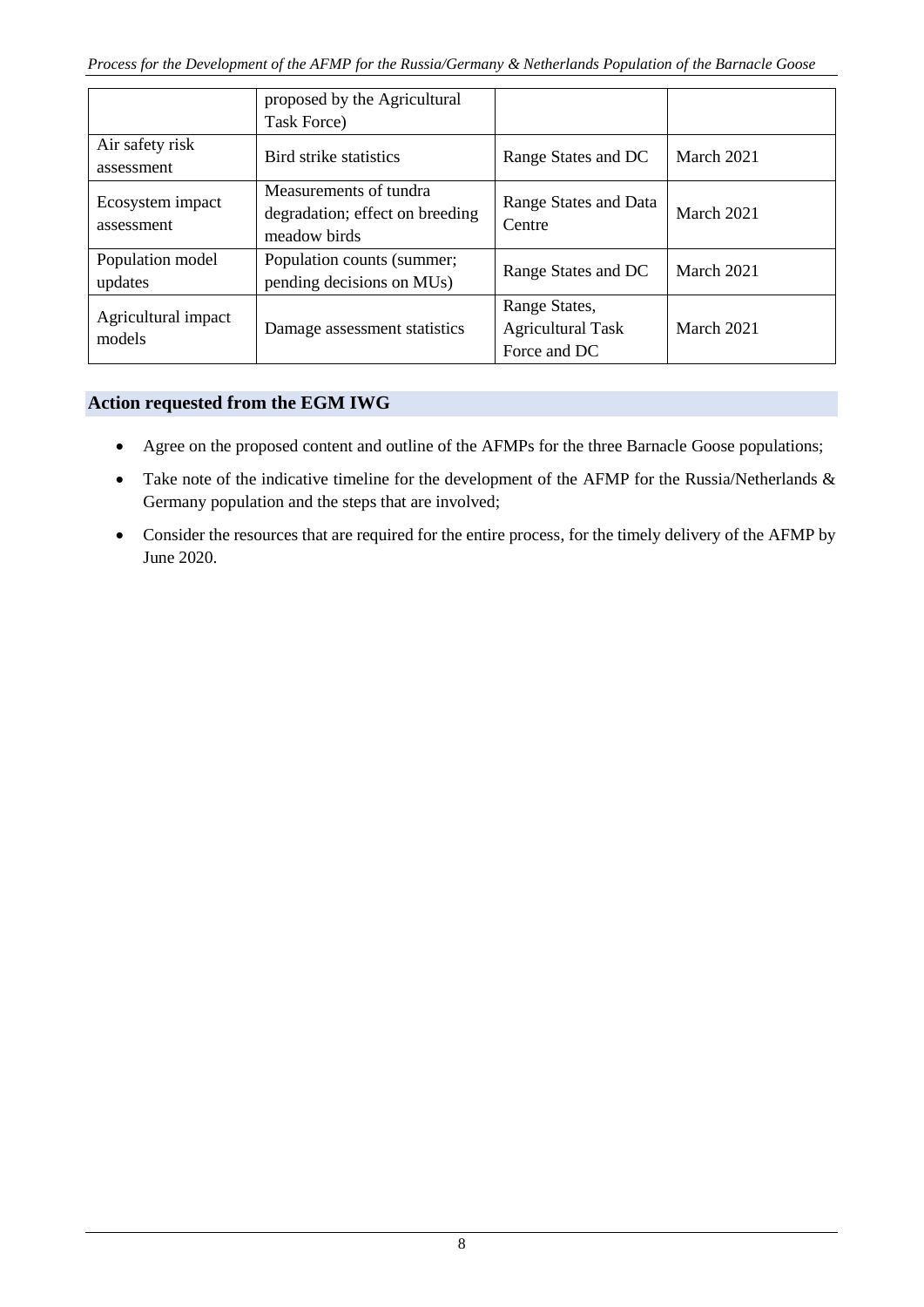| | proposed by the Agricultural Task Force) | | |
|---|---|---|---|
| Air safety risk assessment | Bird strike statistics | Range States and DC | March 2021 |
| Ecosystem impact assessment | Measurements of tundra degradation; effect on breeding meadow birds | Range States and Data Centre | March 2021 |
| Population model updates | Population counts (summer; pending decisions on MUs) | Range States and DC | March 2021 |
| Agricultural impact models | Damage assessment statistics | Range States, Agricultural Task Force and DC | March 2021 |

## Action requested from the EGM IWG

- Agree on the proposed content and outline of the AFMPs for the three Barnacle Goose populations;
- Take note of the indicative timeline for the development of the AFMP for the Russia/Netherlands & Germany population and the steps that are involved;
- Consider the resources that are required for the entire process, for the timely delivery of the AFMP by June 2020.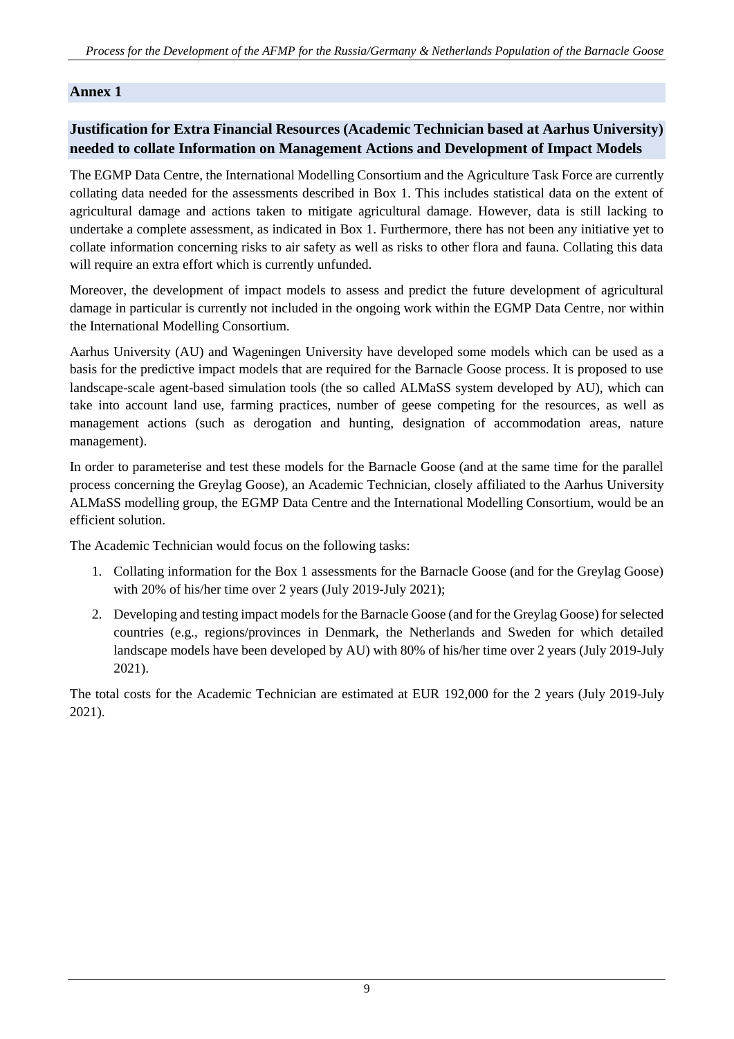## Annex 1

### Justification for Extra Financial Resources (Academic Technician based at Aarhus University) needed to collate Information on Management Actions and Development of Impact Models

The EGMP Data Centre, the International Modelling Consortium and the Agriculture Task Force are currently collating data needed for the assessments described in Box 1. This includes statistical data on the extent of agricultural damage and actions taken to mitigate agricultural damage. However, data is still lacking to undertake a complete assessment, as indicated in Box 1. Furthermore, there has not been any initiative yet to collate information concerning risks to air safety as well as risks to other flora and fauna. Collating this data will require an extra effort which is currently unfunded.

Moreover, the development of impact models to assess and predict the future development of agricultural damage in particular is currently not included in the ongoing work within the EGMP Data Centre, nor within the International Modelling Consortium.

Aarhus University (AU) and Wageningen University have developed some models which can be used as a basis for the predictive impact models that are required for the Barnacle Goose process. It is proposed to use landscape-scale agent-based simulation tools (the so called ALMaSS system developed by AU), which can take into account land use, farming practices, number of geese competing for the resources, as well as management actions (such as derogation and hunting, designation of accommodation areas, nature management).

In order to parameterise and test these models for the Barnacle Goose (and at the same time for the parallel process concerning the Greylag Goose), an Academic Technician, closely affiliated to the Aarhus University ALMaSS modelling group, the EGMP Data Centre and the International Modelling Consortium, would be an efficient solution.

The Academic Technician would focus on the following tasks:

1. Collating information for the Box 1 assessments for the Barnacle Goose (and for the Greylag Goose) with 20% of his/her time over 2 years (July 2019-July 2021);
2. Developing and testing impact models for the Barnacle Goose (and for the Greylag Goose) for selected countries (e.g., regions/provinces in Denmark, the Netherlands and Sweden for which detailed landscape models have been developed by AU) with 80% of his/her time over 2 years (July 2019-July 2021).

The total costs for the Academic Technician are estimated at EUR 192,000 for the 2 years (July 2019-July 2021).